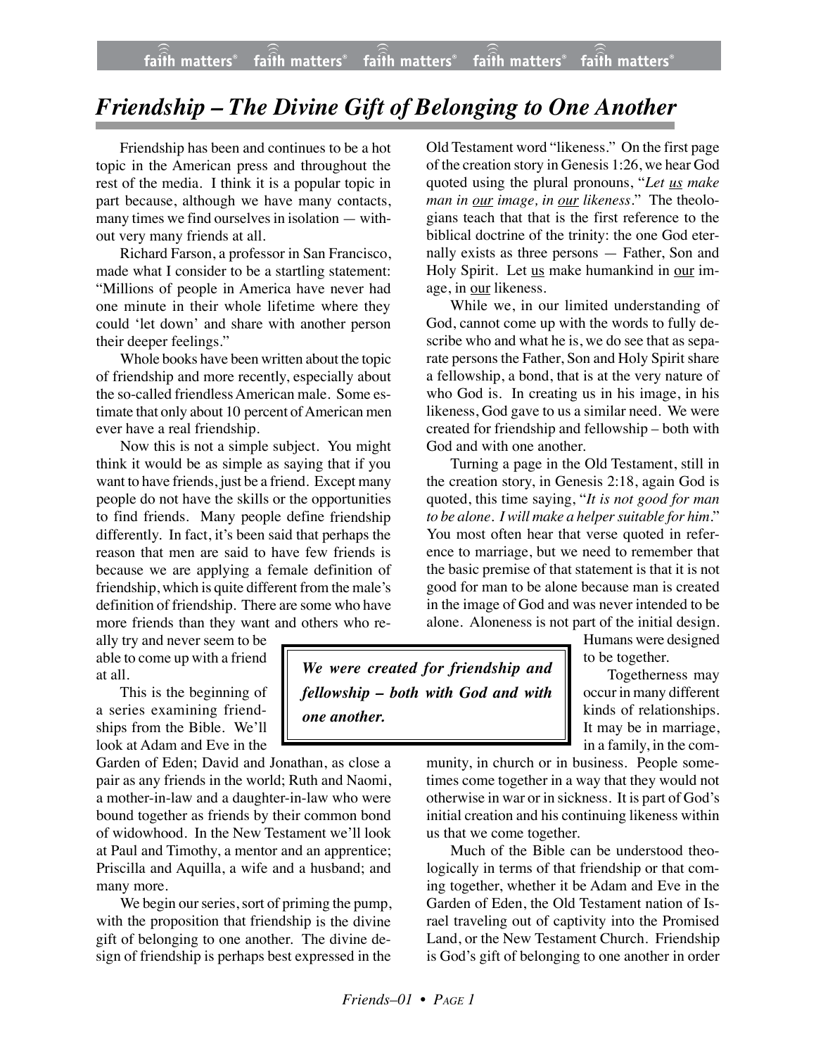# *Friendship – The Divine Gift of Belonging to One Another*

Friendship has been and continues to be a hot topic in the American press and throughout the rest of the media. I think it is a popular topic in part because, although we have many contacts, many times we find ourselves in isolation — without very many friends at all.

Richard Farson, a professor in San Francisco, made what I consider to be a startling statement: "Millions of people in America have never had one minute in their whole lifetime where they could 'let down' and share with another person their deeper feelings."

Whole books have been written about the topic of friendship and more recently, especially about the so-called friendless American male. Some estimate that only about 10 percent of American men ever have a real friendship.

Now this is not a simple subject. You might think it would be as simple as saying that if you want to have friends, just be a friend. Except many people do not have the skills or the opportunities to find friends. Many people define friendship differently. In fact, it's been said that perhaps the reason that men are said to have few friends is because we are applying a female definition of friendship, which is quite different from the male's definition of friendship. There are some who have more friends than they want and others who really try and never seem to be able to come up with a friend at all.

This is the beginning of a series examining friendships from the Bible. We'll look at Adam and Eve in the Garden of Eden; David and Jonathan, as close a pair as any friends in the world; Ruth and Naomi, a mother-in-law and a daughter-in-law who were bound together as friends by their common bond of widowhood. In the New Testament we'll look at Paul and Timothy, a mentor and an apprentice; Priscilla and Aquilla, a wife and a husband; and many more.

We begin our series, sort of priming the pump, with the proposition that friendship is the divine gift of belonging to one another. The divine design of friendship is perhaps best expressed in the Old Testament word "likeness." On the first page of the creation story in Genesis 1:26, we hear God quoted using the plural pronouns, "*Let us make man in our image, in our likeness*." The theologians teach that that is the first reference to the biblical doctrine of the trinity: the one God eternally exists as three persons — Father, Son and Holy Spirit. Let us make humankind in our image, in our likeness.

While we, in our limited understanding of God, cannot come up with the words to fully describe who and what he is, we do see that as separate persons the Father, Son and Holy Spirit share a fellowship, a bond, that is at the very nature of who God is. In creating us in his image, in his likeness, God gave to us a similar need. We were created for friendship and fellowship – both with God and with one another.

Turning a page in the Old Testament, still in the creation story, in Genesis 2:18, again God is quoted, this time saying, "*It is not good for man to be alone. I will make a helper suitable for him*." You most often hear that verse quoted in reference to marriage, but we need to remember that the basic premise of that statement is that it is not good for man to be alone because man is created in the image of God and was never intended to be alone. Aloneness is not part of the initial design. Humans were designed to be together.

> ***We were created for friendship and fellowship – both with God and with one another.***

Togetherness may occur in many different kinds of relationships. It may be in marriage, in a family, in the community, in church or in business. People sometimes come together in a way that they would not otherwise in war or in sickness. It is part of God's initial creation and his continuing likeness within us that we come together.

Much of the Bible can be understood theologically in terms of that friendship or that coming together, whether it be Adam and Eve in the Garden of Eden, the Old Testament nation of Israel traveling out of captivity into the Promised Land, or the New Testament Church. Friendship is God's gift of belonging to one another in order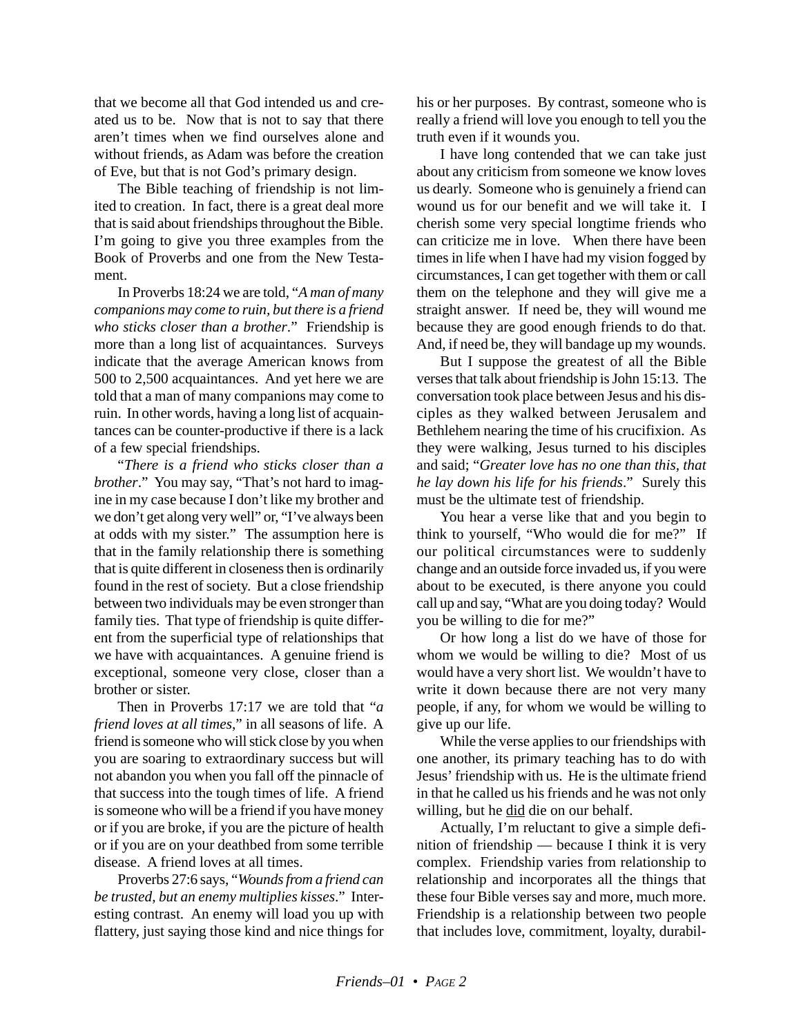that we become all that God intended us and created us to be. Now that is not to say that there aren't times when we find ourselves alone and without friends, as Adam was before the creation of Eve, but that is not God's primary design.

The Bible teaching of friendship is not limited to creation. In fact, there is a great deal more that is said about friendships throughout the Bible. I'm going to give you three examples from the Book of Proverbs and one from the New Testament.

In Proverbs 18:24 we are told, "*A man of many companions may come to ruin, but there is a friend who sticks closer than a brother*." Friendship is more than a long list of acquaintances. Surveys indicate that the average American knows from 500 to 2,500 acquaintances. And yet here we are told that a man of many companions may come to ruin. In other words, having a long list of acquaintances can be counter-productive if there is a lack of a few special friendships.

"*There is a friend who sticks closer than a brother*." You may say, "That's not hard to imagine in my case because I don't like my brother and we don't get along very well" or, "I've always been at odds with my sister." The assumption here is that in the family relationship there is something that is quite different in closeness then is ordinarily found in the rest of society. But a close friendship between two individuals may be even stronger than family ties. That type of friendship is quite different from the superficial type of relationships that we have with acquaintances. A genuine friend is exceptional, someone very close, closer than a brother or sister.

Then in Proverbs 17:17 we are told that "*a friend loves at all times*," in all seasons of life. A friend is someone who will stick close by you when you are soaring to extraordinary success but will not abandon you when you fall off the pinnacle of that success into the tough times of life. A friend is someone who will be a friend if you have money or if you are broke, if you are the picture of health or if you are on your deathbed from some terrible disease. A friend loves at all times.

Proverbs 27:6 says, "*Wounds from a friend can be trusted, but an enemy multiplies kisses*." Interesting contrast. An enemy will load you up with flattery, just saying those kind and nice things for his or her purposes. By contrast, someone who is really a friend will love you enough to tell you the truth even if it wounds you.

I have long contended that we can take just about any criticism from someone we know loves us dearly. Someone who is genuinely a friend can wound us for our benefit and we will take it. I cherish some very special longtime friends who can criticize me in love. When there have been times in life when I have had my vision fogged by circumstances, I can get together with them or call them on the telephone and they will give me a straight answer. If need be, they will wound me because they are good enough friends to do that. And, if need be, they will bandage up my wounds.

But I suppose the greatest of all the Bible verses that talk about friendship is John 15:13. The conversation took place between Jesus and his disciples as they walked between Jerusalem and Bethlehem nearing the time of his crucifixion. As they were walking, Jesus turned to his disciples and said; "*Greater love has no one than this, that he lay down his life for his friends*." Surely this must be the ultimate test of friendship.

You hear a verse like that and you begin to think to yourself, "Who would die for me?" If our political circumstances were to suddenly change and an outside force invaded us, if you were about to be executed, is there anyone you could call up and say, "What are you doing today? Would you be willing to die for me?"

Or how long a list do we have of those for whom we would be willing to die? Most of us would have a very short list. We wouldn't have to write it down because there are not very many people, if any, for whom we would be willing to give up our life.

While the verse applies to our friendships with one another, its primary teaching has to do with Jesus' friendship with us. He is the ultimate friend in that he called us his friends and he was not only willing, but he <u>did</u> die on our behalf.

Actually, I'm reluctant to give a simple definition of friendship — because I think it is very complex. Friendship varies from relationship to relationship and incorporates all the things that these four Bible verses say and more, much more. Friendship is a relationship between two people that includes love, commitment, loyalty, durabil-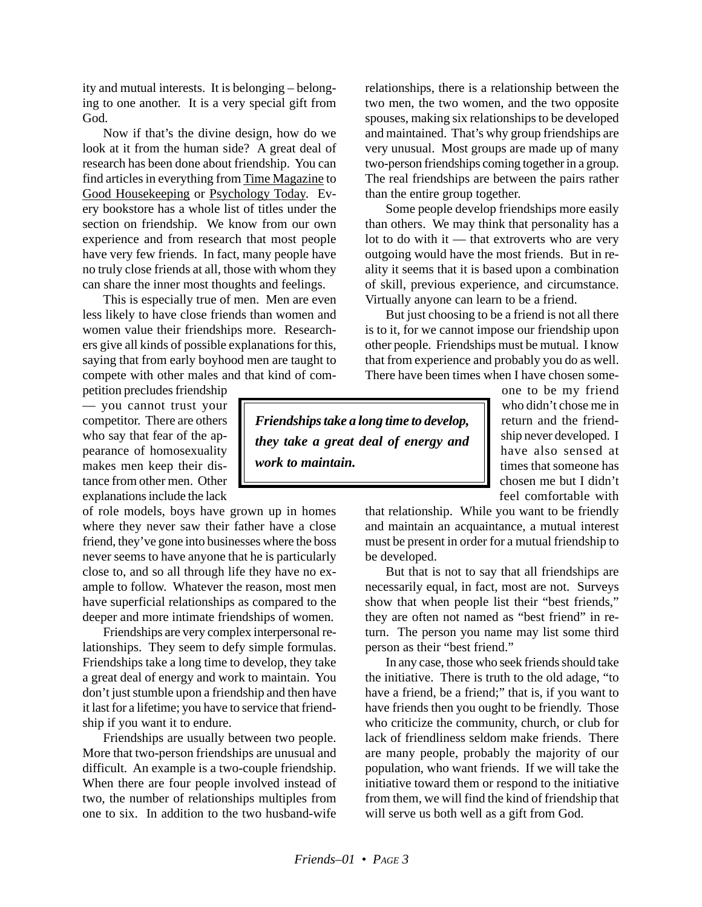ity and mutual interests. It is belonging – belonging to one another. It is a very special gift from God.

Now if that's the divine design, how do we look at it from the human side? A great deal of research has been done about friendship. You can find articles in everything from Time Magazine to Good Housekeeping or Psychology Today. Every bookstore has a whole list of titles under the section on friendship. We know from our own experience and from research that most people have very few friends. In fact, many people have no truly close friends at all, those with whom they can share the inner most thoughts and feelings.

This is especially true of men. Men are even less likely to have close friends than women and women value their friendships more. Researchers give all kinds of possible explanations for this, saying that from early boyhood men are taught to compete with other males and that kind of competition precludes friendship — you cannot trust your competitor. There are others who say that fear of the appearance of homosexuality makes men keep their distance from other men. Other explanations include the lack of role models, boys have grown up in homes where they never saw their father have a close friend, they've gone into businesses where the boss never seems to have anyone that he is particularly close to, and so all through life they have no example to follow. Whatever the reason, most men have superficial relationships as compared to the deeper and more intimate friendships of women.

Friendships are very complex interpersonal relationships. They seem to defy simple formulas. Friendships take a long time to develop, they take a great deal of energy and work to maintain. You don't just stumble upon a friendship and then have it last for a lifetime; you have to service that friendship if you want it to endure.

Friendships are usually between two people. More that two-person friendships are unusual and difficult. An example is a two-couple friendship. When there are four people involved instead of two, the number of relationships multiples from one to six. In addition to the two husband-wife relationships, there is a relationship between the two men, the two women, and the two opposite spouses, making six relationships to be developed and maintained. That's why group friendships are very unusual. Most groups are made up of many two-person friendships coming together in a group. The real friendships are between the pairs rather than the entire group together.

Some people develop friendships more easily than others. We may think that personality has a lot to do with it — that extroverts who are very outgoing would have the most friends. But in reality it seems that it is based upon a combination of skill, previous experience, and circumstance. Virtually anyone can learn to be a friend.

But just choosing to be a friend is not all there is to it, for we cannot impose our friendship upon other people. Friendships must be mutual. I know that from experience and probably you do as well. There have been times when I have chosen someone to be my friend who didn't chose me in return and the friendship never developed. I have also sensed at times that someone has chosen me but I didn't feel comfortable with that relationship. While you want to be friendly and maintain an acquaintance, a mutual interest must be present in order for a mutual friendship to be developed.

> ***Friendships take a long time to develop, they take a great deal of energy and work to maintain.***

But that is not to say that all friendships are necessarily equal, in fact, most are not. Surveys show that when people list their "best friends," they are often not named as "best friend" in return. The person you name may list some third person as their "best friend."

In any case, those who seek friends should take the initiative. There is truth to the old adage, "to have a friend, be a friend;" that is, if you want to have friends then you ought to be friendly. Those who criticize the community, church, or club for lack of friendliness seldom make friends. There are many people, probably the majority of our population, who want friends. If we will take the initiative toward them or respond to the initiative from them, we will find the kind of friendship that will serve us both well as a gift from God.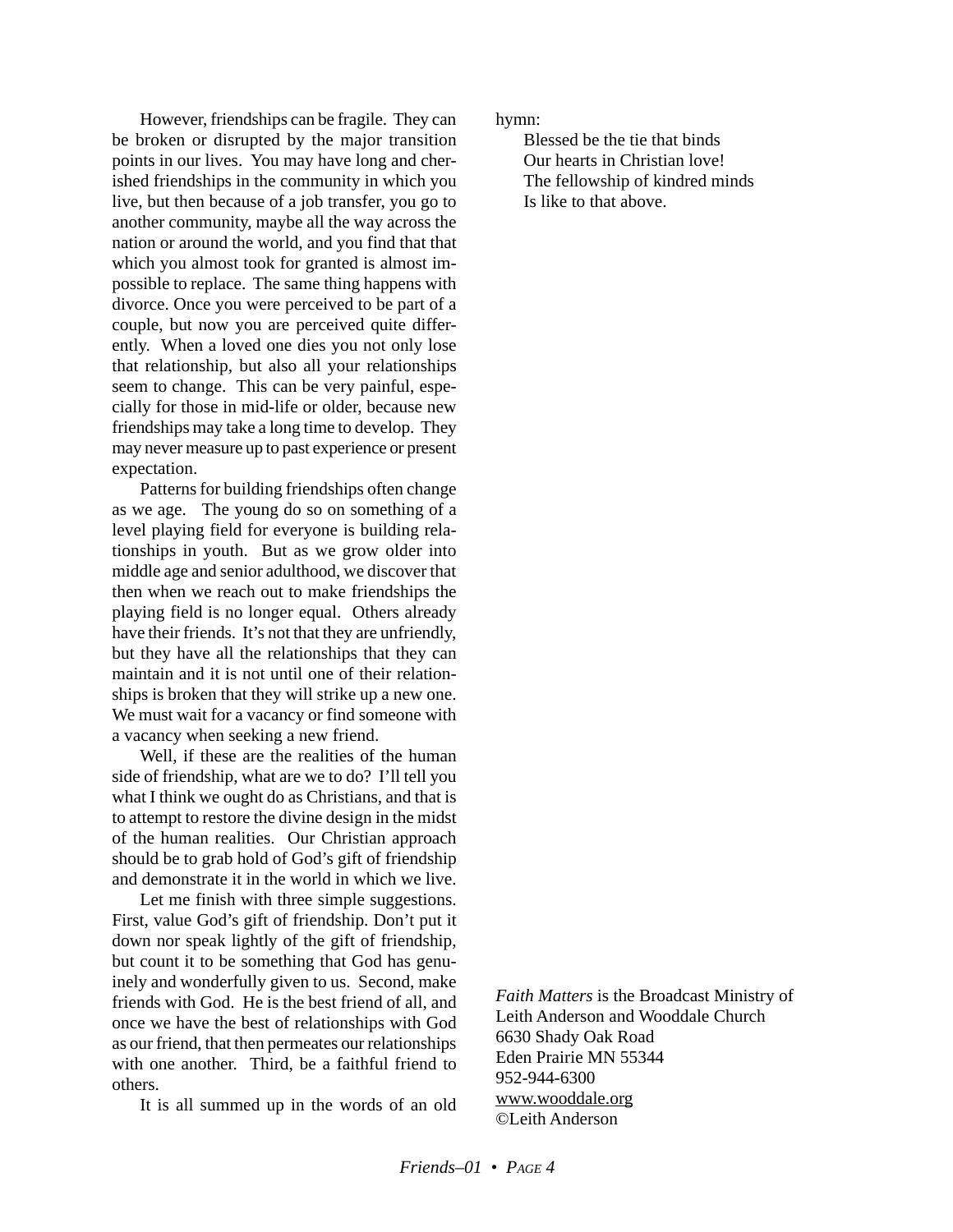However, friendships can be fragile. They can be broken or disrupted by the major transition points in our lives. You may have long and cherished friendships in the community in which you live, but then because of a job transfer, you go to another community, maybe all the way across the nation or around the world, and you find that that which you almost took for granted is almost impossible to replace. The same thing happens with divorce. Once you were perceived to be part of a couple, but now you are perceived quite differently. When a loved one dies you not only lose that relationship, but also all your relationships seem to change. This can be very painful, especially for those in mid-life or older, because new friendships may take a long time to develop. They may never measure up to past experience or present expectation.

Patterns for building friendships often change as we age. The young do so on something of a level playing field for everyone is building relationships in youth. But as we grow older into middle age and senior adulthood, we discover that then when we reach out to make friendships the playing field is no longer equal. Others already have their friends. It's not that they are unfriendly, but they have all the relationships that they can maintain and it is not until one of their relationships is broken that they will strike up a new one. We must wait for a vacancy or find someone with a vacancy when seeking a new friend.

Well, if these are the realities of the human side of friendship, what are we to do? I'll tell you what I think we ought do as Christians, and that is to attempt to restore the divine design in the midst of the human realities. Our Christian approach should be to grab hold of God's gift of friendship and demonstrate it in the world in which we live.

Let me finish with three simple suggestions. First, value God's gift of friendship. Don't put it down nor speak lightly of the gift of friendship, but count it to be something that God has genuinely and wonderfully given to us. Second, make friends with God. He is the best friend of all, and once we have the best of relationships with God as our friend, that then permeates our relationships with one another. Third, be a faithful friend to others.

It is all summed up in the words of an old hymn:

> Blessed be the tie that binds
> Our hearts in Christian love!
> The fellowship of kindred minds
> Is like to that above.

*Faith Matters* is the Broadcast Ministry of Leith Anderson and Wooddale Church
6630 Shady Oak Road
Eden Prairie MN 55344
952-944-6300
www.wooddale.org
©Leith Anderson